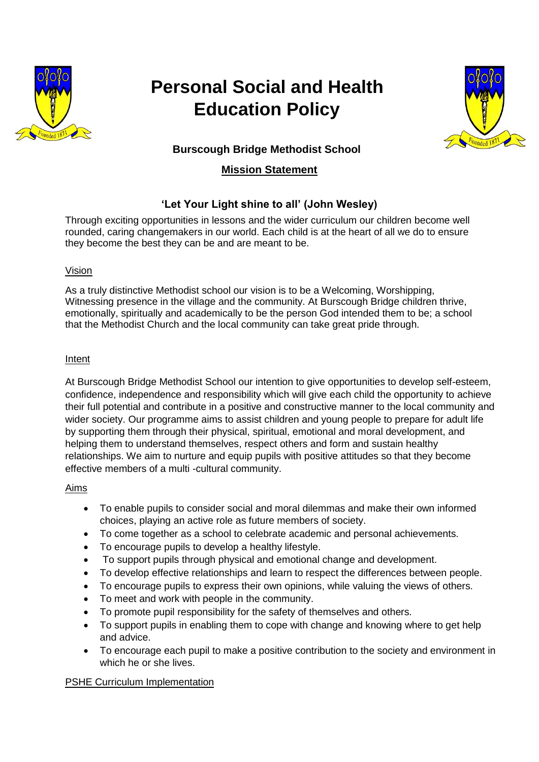# Personal Social and Health Education Policy

**Burscough Bridge Methodist School**

## Mission Statement

### 'Let Your Light shine to all' (John Wesley)

Through exciting opportunities in lessons and the wider curriculum our children become well rounded, caring changemakers in our world. Each child is at the heart of all we do to ensure they become the best they can be and are meant to be.

Vision

As a truly distinctive Methodist school our vision is to be a Welcoming, Worshipping, Witnessing presence in the village and the community. At Burscough Bridge children thrive, emotionally, spiritually and academically to be the person God intended them to be; a school that the Methodist Church and the local community can take great pride through.

Intent

At Burscough Bridge Methodist School our intention to give opportunities to develop self-esteem, confidence, independence and responsibility which will give each child the opportunity to achieve their full potential and contribute in a positive and constructive manner to the local community and wider society. Our programme aims to assist children and young people to prepare for adult life by supporting them through their physical, spiritual, emotional and moral development, and helping them to understand themselves, respect others and form and sustain healthy relationships. We aim to nurture and equip pupils with positive attitudes so that they become effective members of a multi -cultural community.

Aims

- To enable pupils to consider social and moral dilemmas and make their own informed choices, playing an active role as future members of society.
- To come together as a school to celebrate academic and personal achievements.
- To encourage pupils to develop a healthy lifestyle.
- To support pupils through physical and emotional change and development.
- To develop effective relationships and learn to respect the differences between people.
- To encourage pupils to express their own opinions, while valuing the views of others.
- To meet and work with people in the community.
- To promote pupil responsibility for the safety of themselves and others.
- To support pupils in enabling them to cope with change and knowing where to get help and advice.
- To encourage each pupil to make a positive contribution to the society and environment in which he or she lives.

PSHE Curriculum Implementation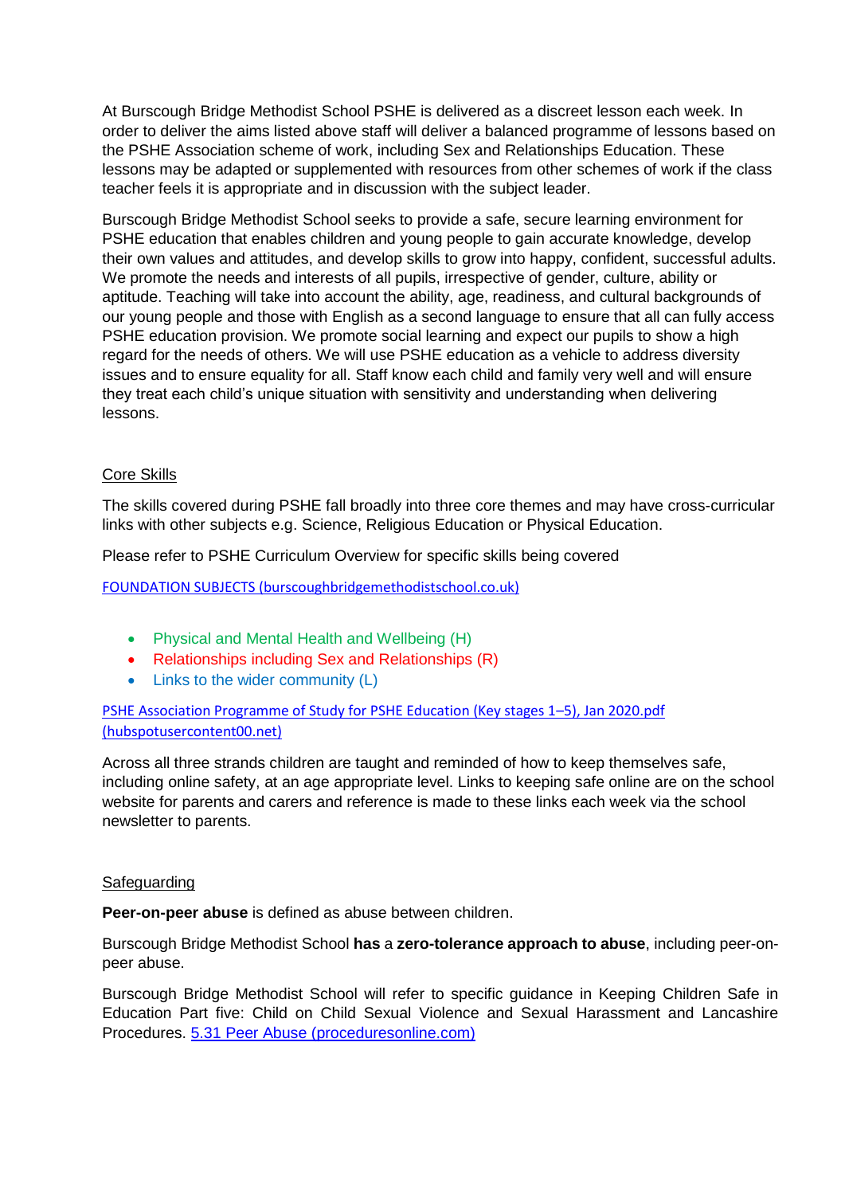At Burscough Bridge Methodist School PSHE is delivered as a discreet lesson each week. In order to deliver the aims listed above staff will deliver a balanced programme of lessons based on the PSHE Association scheme of work, including Sex and Relationships Education. These lessons may be adapted or supplemented with resources from other schemes of work if the class teacher feels it is appropriate and in discussion with the subject leader.

Burscough Bridge Methodist School seeks to provide a safe, secure learning environment for PSHE education that enables children and young people to gain accurate knowledge, develop their own values and attitudes, and develop skills to grow into happy, confident, successful adults. We promote the needs and interests of all pupils, irrespective of gender, culture, ability or aptitude. Teaching will take into account the ability, age, readiness, and cultural backgrounds of our young people and those with English as a second language to ensure that all can fully access PSHE education provision. We promote social learning and expect our pupils to show a high regard for the needs of others. We will use PSHE education as a vehicle to address diversity issues and to ensure equality for all. Staff know each child and family very well and will ensure they treat each child's unique situation with sensitivity and understanding when delivering lessons.

## Core Skills

The skills covered during PSHE fall broadly into three core themes and may have cross-curricular links with other subjects e.g. Science, Religious Education or Physical Education.

Please refer to PSHE Curriculum Overview for specific skills being covered

FOUNDATION SUBJECTS (burscoughbridgemethodistschool.co.uk)

- Physical and Mental Health and Wellbeing (H)
- Relationships including Sex and Relationships (R)
- Links to the wider community (L)

PSHE Association Programme of Study for PSHE Education (Key stages 1–5), Jan 2020.pdf (hubspotusercontent00.net)

Across all three strands children are taught and reminded of how to keep themselves safe, including online safety, at an age appropriate level. Links to keeping safe online are on the school website for parents and carers and reference is made to these links each week via the school newsletter to parents.

## Safeguarding

**Peer-on-peer abuse** is defined as abuse between children.

Burscough Bridge Methodist School **has** a **zero-tolerance approach to abuse**, including peer-on-peer abuse.

Burscough Bridge Methodist School will refer to specific guidance in Keeping Children Safe in Education Part five: Child on Child Sexual Violence and Sexual Harassment and Lancashire Procedures. 5.31 Peer Abuse (proceduresonline.com)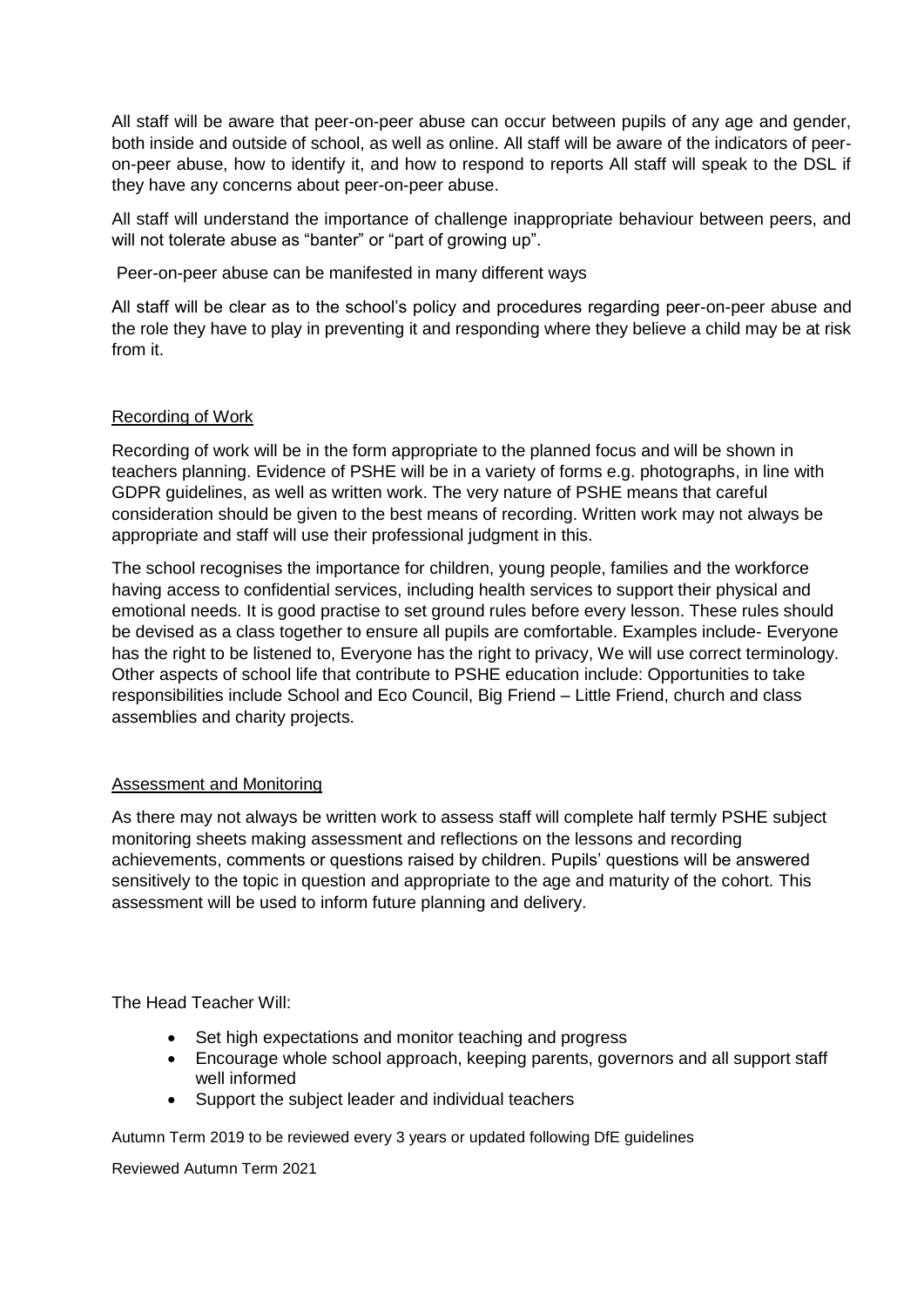All staff will be aware that peer-on-peer abuse can occur between pupils of any age and gender, both inside and outside of school, as well as online. All staff will be aware of the indicators of peer-on-peer abuse, how to identify it, and how to respond to reports All staff will speak to the DSL if they have any concerns about peer-on-peer abuse.

All staff will understand the importance of challenge inappropriate behaviour between peers, and will not tolerate abuse as "banter" or "part of growing up".

Peer-on-peer abuse can be manifested in many different ways

All staff will be clear as to the school's policy and procedures regarding peer-on-peer abuse and the role they have to play in preventing it and responding where they believe a child may be at risk from it.

## Recording of Work

Recording of work will be in the form appropriate to the planned focus and will be shown in teachers planning. Evidence of PSHE will be in a variety of forms e.g. photographs, in line with GDPR guidelines, as well as written work. The very nature of PSHE means that careful consideration should be given to the best means of recording. Written work may not always be appropriate and staff will use their professional judgment in this.

The school recognises the importance for children, young people, families and the workforce having access to confidential services, including health services to support their physical and emotional needs. It is good practise to set ground rules before every lesson. These rules should be devised as a class together to ensure all pupils are comfortable. Examples include- Everyone has the right to be listened to, Everyone has the right to privacy, We will use correct terminology. Other aspects of school life that contribute to PSHE education include: Opportunities to take responsibilities include School and Eco Council, Big Friend – Little Friend, church and class assemblies and charity projects.

## Assessment and Monitoring

As there may not always be written work to assess staff will complete half termly PSHE subject monitoring sheets making assessment and reflections on the lessons and recording achievements, comments or questions raised by children. Pupils' questions will be answered sensitively to the topic in question and appropriate to the age and maturity of the cohort. This assessment will be used to inform future planning and delivery.

The Head Teacher Will:

- Set high expectations and monitor teaching and progress
- Encourage whole school approach, keeping parents, governors and all support staff well informed
- Support the subject leader and individual teachers

Autumn Term 2019 to be reviewed every 3 years or updated following DfE guidelines

Reviewed Autumn Term 2021